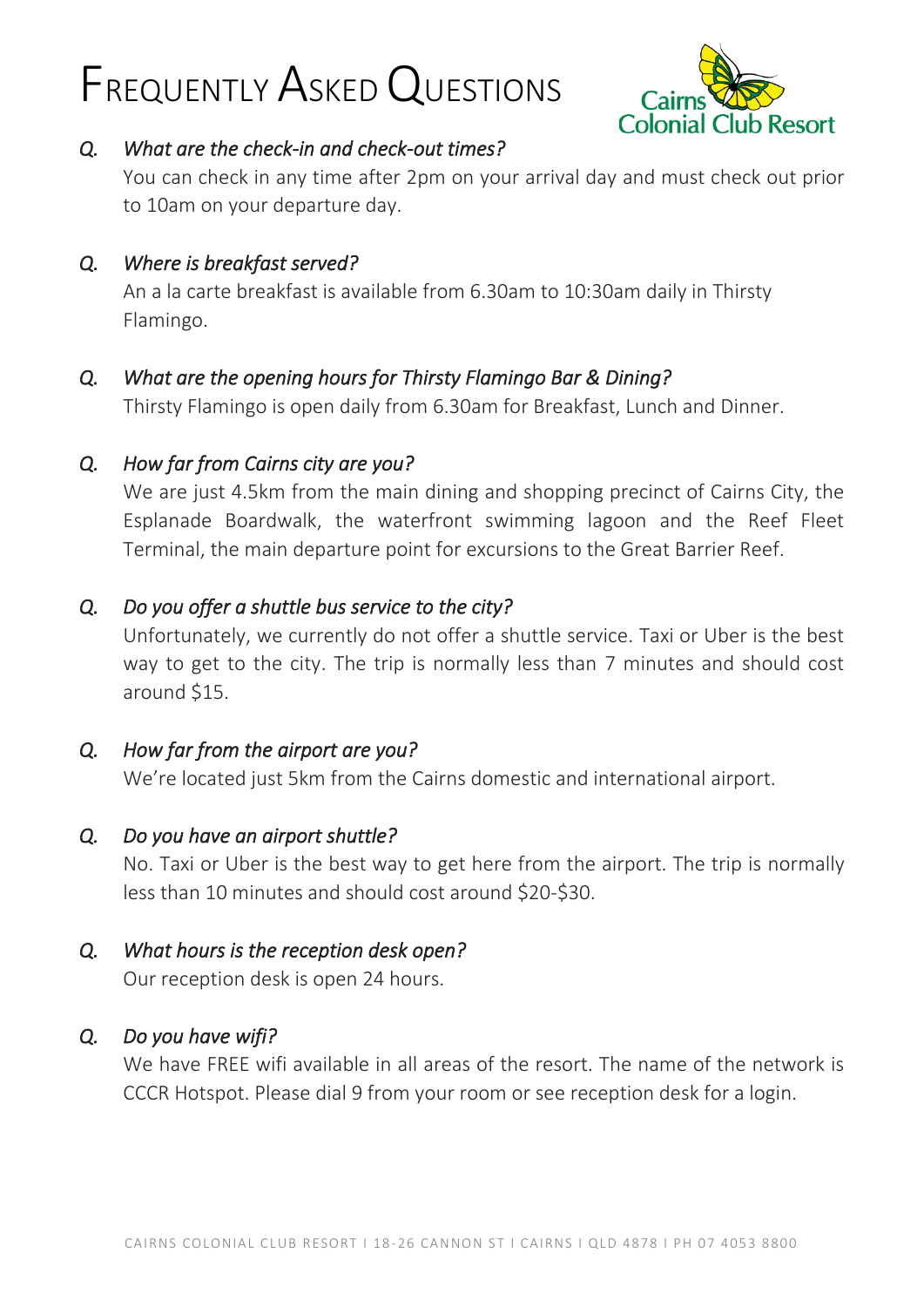# Frequently Asked Questions

Cairns Colonial Club Resort

*Q. What are the check-in and check-out times?*

You can check in any time after 2pm on your arrival day and must check out prior to 10am on your departure day.

*Q. Where is breakfast served?*

An a la carte breakfast is available from 6.30am to 10:30am daily in Thirsty Flamingo.

*Q. What are the opening hours for Thirsty Flamingo Bar & Dining?*

Thirsty Flamingo is open daily from 6.30am for Breakfast, Lunch and Dinner.

*Q. How far from Cairns city are you?*

We are just 4.5km from the main dining and shopping precinct of Cairns City, the Esplanade Boardwalk, the waterfront swimming lagoon and the Reef Fleet Terminal, the main departure point for excursions to the Great Barrier Reef.

*Q. Do you offer a shuttle bus service to the city?*

Unfortunately, we currently do not offer a shuttle service. Taxi or Uber is the best way to get to the city. The trip is normally less than 7 minutes and should cost around $15.

*Q. How far from the airport are you?*

We're located just 5km from the Cairns domestic and international airport.

*Q. Do you have an airport shuttle?*

No. Taxi or Uber is the best way to get here from the airport. The trip is normally less than 10 minutes and should cost around $20-$30.

*Q. What hours is the reception desk open?*

Our reception desk is open 24 hours.

*Q. Do you have wifi?*

We have FREE wifi available in all areas of the resort. The name of the network is CCCR Hotspot. Please dial 9 from your room or see reception desk for a login.

CAIRNS COLONIAL CLUB RESORT I 18-26 CANNON ST I CAIRNS I QLD 4878 I PH 07 4053 8800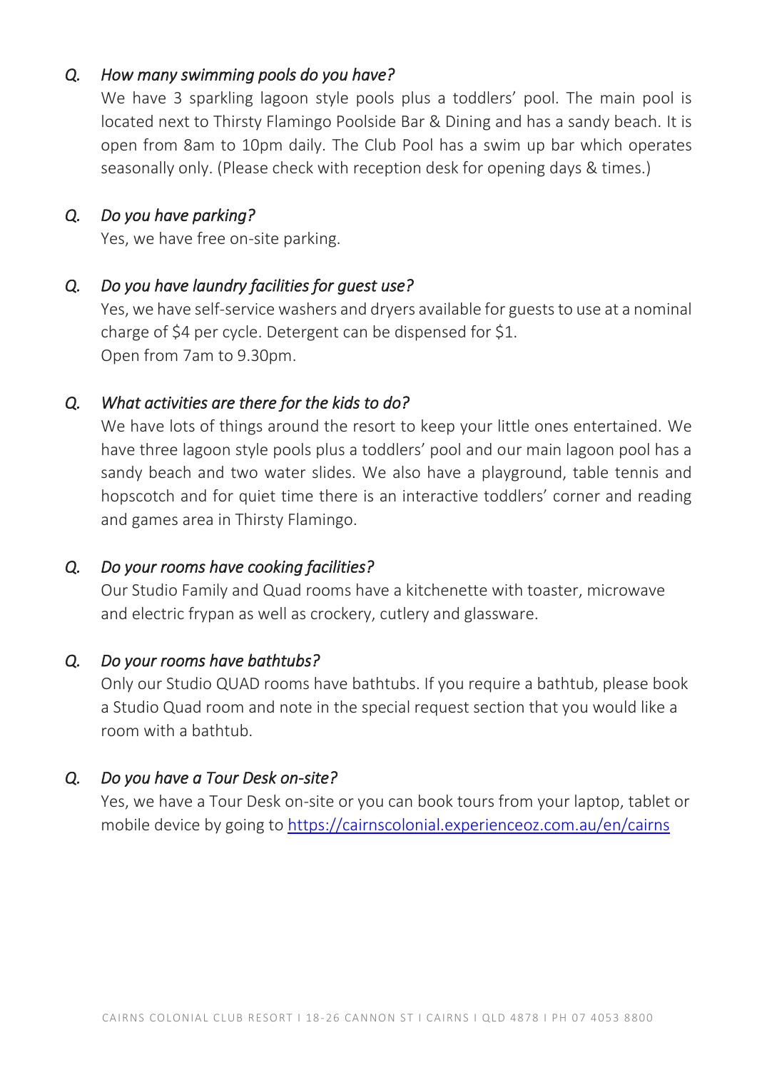*Q. How many swimming pools do you have?*

We have 3 sparkling lagoon style pools plus a toddlers' pool. The main pool is located next to Thirsty Flamingo Poolside Bar & Dining and has a sandy beach. It is open from 8am to 10pm daily. The Club Pool has a swim up bar which operates seasonally only. (Please check with reception desk for opening days & times.)

*Q. Do you have parking?*

Yes, we have free on-site parking.

*Q. Do you have laundry facilities for guest use?*

Yes, we have self-service washers and dryers available for guests to use at a nominal charge of $4 per cycle. Detergent can be dispensed for $1.
Open from 7am to 9.30pm.

*Q. What activities are there for the kids to do?*

We have lots of things around the resort to keep your little ones entertained. We have three lagoon style pools plus a toddlers' pool and our main lagoon pool has a sandy beach and two water slides. We also have a playground, table tennis and hopscotch and for quiet time there is an interactive toddlers' corner and reading and games area in Thirsty Flamingo.

*Q. Do your rooms have cooking facilities?*

Our Studio Family and Quad rooms have a kitchenette with toaster, microwave and electric frypan as well as crockery, cutlery and glassware.

*Q. Do your rooms have bathtubs?*

Only our Studio QUAD rooms have bathtubs. If you require a bathtub, please book a Studio Quad room and note in the special request section that you would like a room with a bathtub.

*Q. Do you have a Tour Desk on-site?*

Yes, we have a Tour Desk on-site or you can book tours from your laptop, tablet or mobile device by going to [https://cairnscolonial.experienceoz.com.au/en/cairns](https://cairnscolonial.experienceoz.com.au/en/cairns)